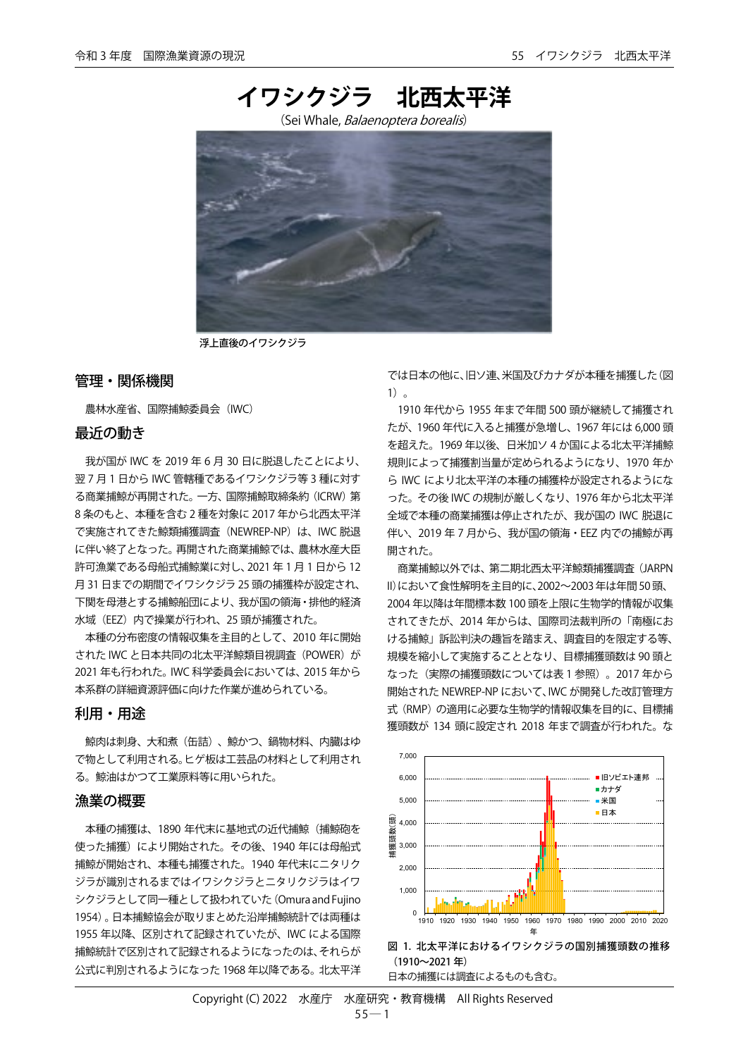# イワシクジラ　北西太平洋

（Sei Whale, *Balaenoptera borealis*）

浮上直後のイワシクジラ

## 管理・関係機関

農林水産省、国際捕鯨委員会（IWC）

## 最近の動き

我が国が IWC を 2019 年 6 月 30 日に脱退したことにより、翌 7 月 1 日から IWC 管轄種であるイワシクジラ等 3 種に対する商業捕鯨が再開された。一方、国際捕鯨取締条約（ICRW）第 8 条のもと、本種を含む 2 種を対象に 2017 年から北西太平洋で実施されてきた鯨類捕獲調査（NEWREP-NP）は、IWC 脱退に伴い終了となった。再開された商業捕鯨では、農林水産大臣許可漁業である母船式捕鯨業に対し、2021 年 1 月 1 日から 12 月 31 日までの期間でイワシクジラ 25 頭の捕獲枠が設定され、下関を母港とする捕鯨船団により、我が国の領海・排他的経済水域（EEZ）内で操業が行われ、25 頭が捕獲された。

本種の分布密度の情報収集を主目的として、2010 年に開始された IWC と日本共同の北太平洋鯨類目視調査（POWER）が 2021 年も行われた。IWC 科学委員会においては、2015 年から本系群の詳細資源評価に向けた作業が進められている。

## 利用・用途

鯨肉は刺身、大和煮（缶詰）、鯨かつ、鍋物材料、内臓はゆで物として利用される。ヒゲ板は工芸品の材料として利用される。鯨油はかつて工業原料等に用いられた。

## 漁業の概要

本種の捕獲は、1890 年代末に基地式の近代捕鯨（捕鯨砲を使った捕獲）により開始された。その後、1940 年には母船式捕鯨が開始され、本種も捕獲された。1940 年代末にニタリクジラが識別されるまではイワシクジラとニタリクジラはイワシクジラとして同一種として扱われていた（Omura and Fujino 1954）。日本捕鯨協会が取りまとめた沿岸捕鯨統計では両種は 1955 年以降、区別されて記録されていたが、IWC による国際捕鯨統計で区別されて記録されるようになったのは、それらが公式に判別されるようになった 1968 年以降である。北太平洋では日本の他に、旧ソ連、米国及びカナダが本種を捕獲した（図 1）。

1910 年代から 1955 年まで年間 500 頭が継続して捕獲されたが、1960 年代に入ると捕獲が急増し、1967 年には 6,000 頭を超えた。1969 年以後、日米加ソ 4 か国による北太平洋捕鯨規則によって捕獲割当量が定められるようになり、1970 年から IWC により北太平洋の本種の捕獲枠が設定されるようになった。その後 IWC の規制が厳しくなり、1976 年から北太平洋全域で本種の商業捕獲は停止されたが、我が国の IWC 脱退に伴い、2019 年 7 月から、我が国の領海・EEZ 内での捕鯨が再開された。

商業捕鯨以外では、第二期北西太平洋鯨類捕獲調査（JARPN II）において食性解明を主目的に、2002～2003 年は年間 50 頭、2004 年以降は年間標本数 100 頭を上限に生物学的情報が収集されてきたが、2014 年からは、国際司法裁判所の「南極における捕鯨」訴訟判決の趣旨を踏まえ、調査目的を限定する等、規模を縮小して実施することとなり、目標捕獲頭数は 90 頭となった（実際の捕獲頭数については表 1 参照）。2017 年から開始された NEWREP-NP において、IWC が開発した改訂管理方式（RMP）の適用に必要な生物学的情報収集を目的に、目標捕獲頭数が 134 頭に設定され 2018 年まで調査が行われた。な

図 1. 北太平洋におけるイワシクジラの国別捕獲頭数の推移（1910～2021 年）
日本の捕獲には調査によるものも含む。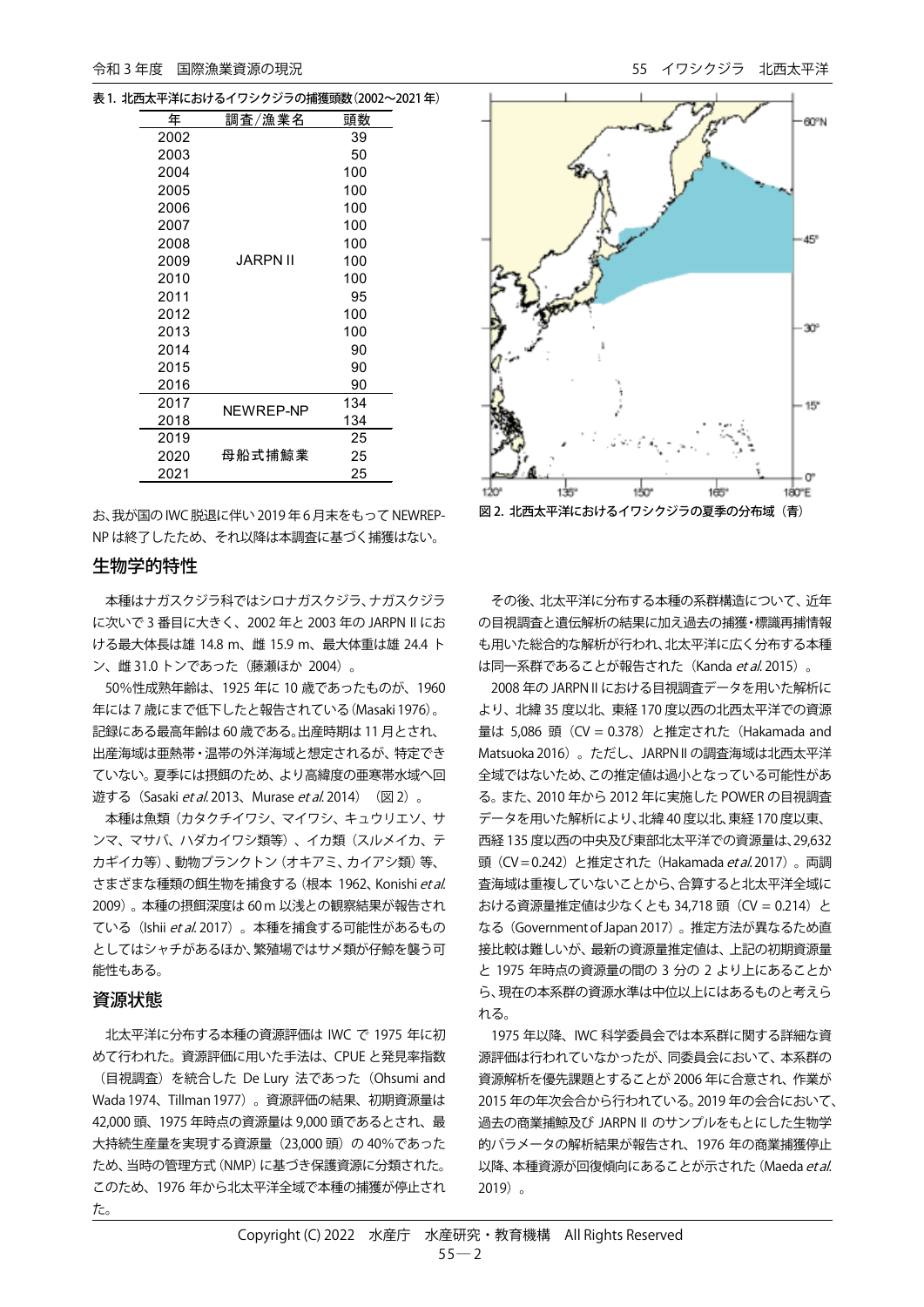表 1. 北西太平洋におけるイワシクジラの捕獲頭数（2002～2021 年）

| 年 | 調査/漁業名 | 頭数 |
|---|---|---|
| 2002 | JARPN II | 39 |
| 2003 | | 50 |
| 2004 | | 100 |
| 2005 | | 100 |
| 2006 | | 100 |
| 2007 | | 100 |
| 2008 | | 100 |
| 2009 | | 100 |
| 2010 | | 100 |
| 2011 | | 95 |
| 2012 | | 100 |
| 2013 | | 100 |
| 2014 | | 90 |
| 2015 | | 90 |
| 2016 | | 90 |
| 2017 | NEWREP-NP | 134 |
| 2018 | | 134 |
| 2019 | 母船式捕鯨業 | 25 |
| 2020 | | 25 |
| 2021 | | 25 |

お、我が国の IWC 脱退に伴い 2019 年 6 月末をもって NEWREP-NP は終了したため、それ以降は本調査に基づく捕獲はない。

図 2. 北西太平洋におけるイワシクジラの夏季の分布域（青）

## 生物学的特性

本種はナガスクジラ科ではシロナガスクジラ、ナガスクジラに次いで 3 番目に大きく、2002 年と 2003 年の JARPN II における最大体長は雄 14.8 m、雌 15.9 m、最大体重は雄 24.4 トン、雌 31.0 トンであった（藤瀬ほか 2004）。

50%性成熟年齢は、1925 年に 10 歳であったものが、1960 年には 7 歳にまで低下したと報告されている（Masaki 1976）。記録にある最高年齢は 60 歳である。出産時期は 11 月とされ、出産海域は亜熱帯・温帯の外洋海域と想定されるが、特定できていない。夏季には摂餌のため、より高緯度の亜寒帯水域へ回遊する（Sasaki *et al.* 2013、Murase *et al.* 2014）（図 2）。

本種は魚類（カタクチイワシ、マイワシ、キュウリエソ、サンマ、マサバ、ハダカイワシ類等）、イカ類（スルメイカ、テカギイカ等）、動物プランクトン（オキアミ、カイアシ類）等、さまざまな種類の餌生物を捕食する（根本 1962、Konishi *et al.* 2009）。本種の摂餌深度は 60 m 以浅との観察結果が報告されている（Ishii *et al.* 2017）。本種を捕食する可能性があるものとしてはシャチがあるほか、繁殖場ではサメ類が仔鯨を襲う可能性もある。

## 資源状態

北太平洋に分布する本種の資源評価は IWC で 1975 年に初めて行われた。資源評価に用いた手法は、CPUE と発見率指数（目視調査）を統合した De Lury 法であった（Ohsumi and Wada 1974、Tillman 1977）。資源評価の結果、初期資源量は 42,000 頭、1975 年時点の資源量は 9,000 頭であるとされ、最大持続生産量を実現する資源量（23,000 頭）の 40%であったため、当時の管理方式（NMP）に基づき保護資源に分類された。このため、1976 年から北太平洋全域で本種の捕獲が停止された。

その後、北太平洋に分布する本種の系群構造について、近年の目視調査と遺伝解析の結果に加え過去の捕獲・標識再捕情報も用いた総合的な解析が行われ、北太平洋に広く分布する本種は同一系群であることが報告された（Kanda *et al.* 2015）。

2008 年の JARPN II における目視調査データを用いた解析により、北緯 35 度以北、東経 170 度以西の北西太平洋での資源量は 5,086 頭（CV = 0.378）と推定された（Hakamada and Matsuoka 2016）。ただし、JARPN II の調査海域は北西太平洋全域ではないため、この推定値は過小となっている可能性がある。また、2010 年から 2012 年に実施した POWER の目視調査データを用いた解析により、北緯 40 度以北、東経 170 度以東、西経 135 度以西の中央及び東部北太平洋での資源量は、29,632 頭（CV=0.242）と推定された（Hakamada *et al.* 2017）。両調査海域は重複していないことから、合算すると北太平洋全域における資源量推定値は少なくとも 34,718 頭（CV = 0.214）となる（Government of Japan 2017）。推定方法が異なるため直接比較は難しいが、最新の資源量推定値は、上記の初期資源量と 1975 年時点の資源量の間の 3 分の 2 より上にあることから、現在の本系群の資源水準は中位以上にはあるものと考えられる。

1975 年以降、IWC 科学委員会では本系群に関する詳細な資源評価は行われていなかったが、同委員会において、本系群の資源解析を優先課題とすることが 2006 年に合意され、作業が 2015 年の年次会合から行われている。2019 年の会合において、過去の商業捕鯨及び JARPN II のサンプルをもとにした生物学的パラメータの解析結果が報告され、1976 年の商業捕獲停止以降、本種資源が回復傾向にあることが示された（Maeda *et al.* 2019）。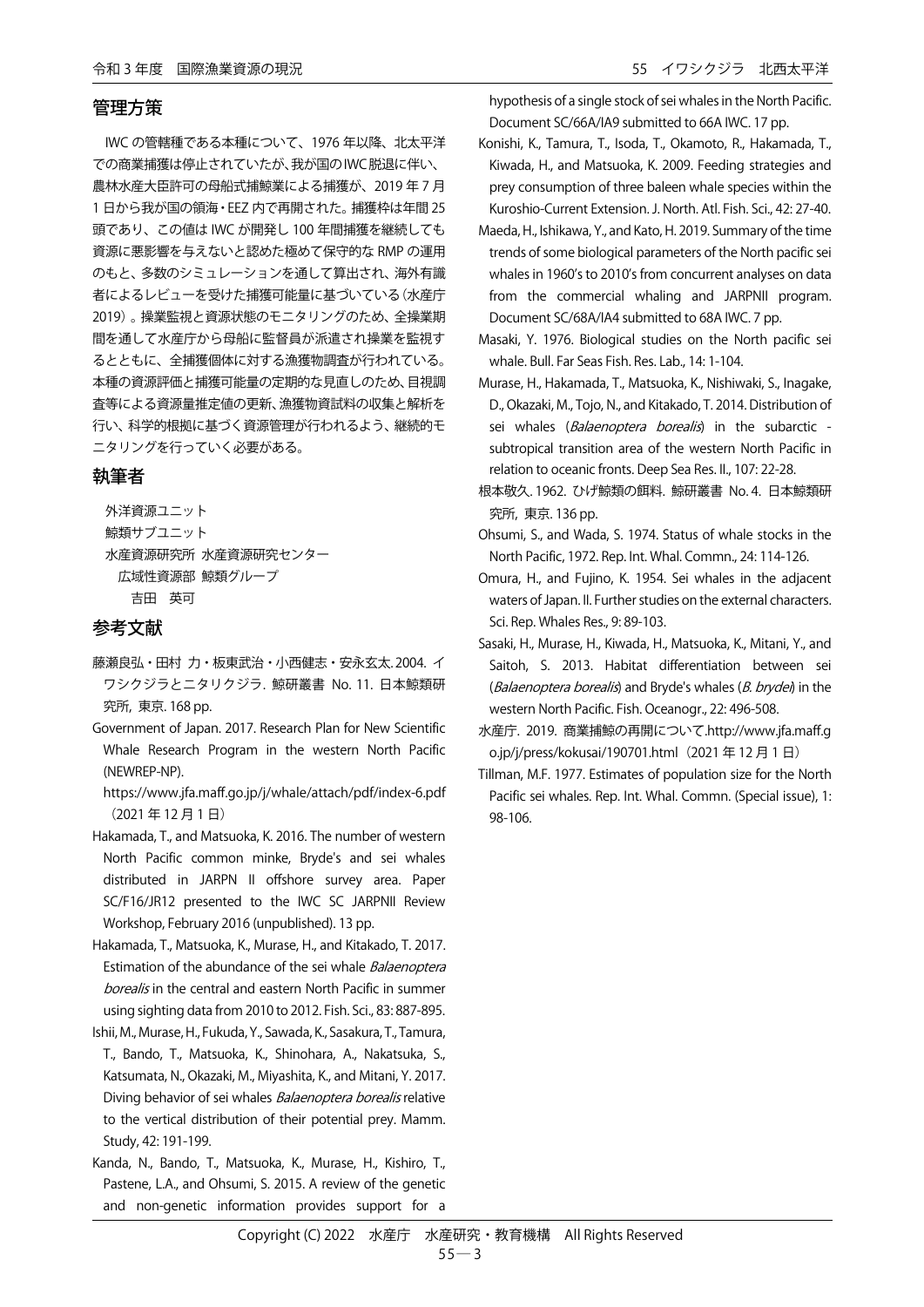## 管理方策

IWC の管轄種である本種について、1976 年以降、北太平洋での商業捕獲は停止されていたが、我が国のIWC脱退に伴い、農林水産大臣許可の母船式捕鯨業による捕獲が、2019 年 7 月 1 日から我が国の領海・EEZ 内で再開された。捕獲枠は年間 25 頭であり、この値は IWC が開発し 100 年間捕獲を継続しても資源に悪影響を与えないと認めた極めて保守的な RMP の運用のもと、多数のシミュレーションを通して算出され、海外有識者によるレビューを受けた捕獲可能量に基づいている（水産庁 2019）。操業監視と資源状態のモニタリングのため、全操業期間を通して水産庁から母船に監督員が派遣され操業を監視するとともに、全捕獲個体に対する漁獲物調査が行われている。本種の資源評価と捕獲可能量の定期的な見直しのため、目視調査等による資源量推定値の更新、漁獲物資試料の収集と解析を行い、科学的根拠に基づく資源管理が行われるよう、継続的モニタリングを行っていく必要がある。

## 執筆者

外洋資源ユニット
鯨類サブユニット
水産資源研究所 水産資源研究センター
広域性資源部 鯨類グループ
吉田 英可

## 参考文献

藤瀬良弘・田村 力・板東武治・小西健志・安永玄太. 2004. イワシクジラとニタリクジラ. 鯨研叢書 No. 11. 日本鯨類研究所, 東京. 168 pp.

Government of Japan. 2017. Research Plan for New Scientific Whale Research Program in the western North Pacific (NEWREP-NP).
https://www.jfa.maff.go.jp/j/whale/attach/pdf/index-6.pdf（2021 年 12 月 1 日）

Hakamada, T., and Matsuoka, K. 2016. The number of western North Pacific common minke, Bryde's and sei whales distributed in JARPN II offshore survey area. Paper SC/F16/JR12 presented to the IWC SC JARPNII Review Workshop, February 2016 (unpublished). 13 pp.

Hakamada, T., Matsuoka, K., Murase, H., and Kitakado, T. 2017. Estimation of the abundance of the sei whale *Balaenoptera borealis* in the central and eastern North Pacific in summer using sighting data from 2010 to 2012. Fish. Sci., 83: 887-895.

Ishii, M., Murase, H., Fukuda, Y., Sawada, K., Sasakura, T., Tamura, T., Bando, T., Matsuoka, K., Shinohara, A., Nakatsuka, S., Katsumata, N., Okazaki, M., Miyashita, K., and Mitani, Y. 2017. Diving behavior of sei whales *Balaenoptera borealis* relative to the vertical distribution of their potential prey. Mamm. Study, 42: 191-199.

Kanda, N., Bando, T., Matsuoka, K., Murase, H., Kishiro, T., Pastene, L.A., and Ohsumi, S. 2015. A review of the genetic and non-genetic information provides support for a hypothesis of a single stock of sei whales in the North Pacific. Document SC/66A/IA9 submitted to 66A IWC. 17 pp.

Konishi, K., Tamura, T., Isoda, T., Okamoto, R., Hakamada, T., Kiwada, H., and Matsuoka, K. 2009. Feeding strategies and prey consumption of three baleen whale species within the Kuroshio-Current Extension. J. North. Atl. Fish. Sci., 42: 27-40.

Maeda, H., Ishikawa, Y., and Kato, H. 2019. Summary of the time trends of some biological parameters of the North pacific sei whales in 1960's to 2010's from concurrent analyses on data from the commercial whaling and JARPNII program. Document SC/68A/IA4 submitted to 68A IWC. 7 pp.

Masaki, Y. 1976. Biological studies on the North pacific sei whale. Bull. Far Seas Fish. Res. Lab., 14: 1-104.

Murase, H., Hakamada, T., Matsuoka, K., Nishiwaki, S., Inagake, D., Okazaki, M., Tojo, N., and Kitakado, T. 2014. Distribution of sei whales (*Balaenoptera borealis*) in the subarctic - subtropical transition area of the western North Pacific in relation to oceanic fronts. Deep Sea Res. II., 107: 22-28.

根本敬久. 1962. ひげ鯨類の餌料. 鯨研叢書 No. 4. 日本鯨類研究所, 東京. 136 pp.

Ohsumi, S., and Wada, S. 1974. Status of whale stocks in the North Pacific, 1972. Rep. Int. Whal. Commn., 24: 114-126.

Omura, H., and Fujino, K. 1954. Sei whales in the adjacent waters of Japan. II. Further studies on the external characters. Sci. Rep. Whales Res., 9: 89-103.

Sasaki, H., Murase, H., Kiwada, H., Matsuoka, K., Mitani, Y., and Saitoh, S. 2013. Habitat differentiation between sei (*Balaenoptera borealis*) and Bryde's whales (*B. brydei*) in the western North Pacific. Fish. Oceanogr., 22: 496-508.

水産庁. 2019. 商業捕鯨の再開について.http://www.jfa.maff.go.jp/j/press/kokusai/190701.html（2021 年 12 月 1 日）

Tillman, M.F. 1977. Estimates of population size for the North Pacific sei whales. Rep. Int. Whal. Commn. (Special issue), 1: 98-106.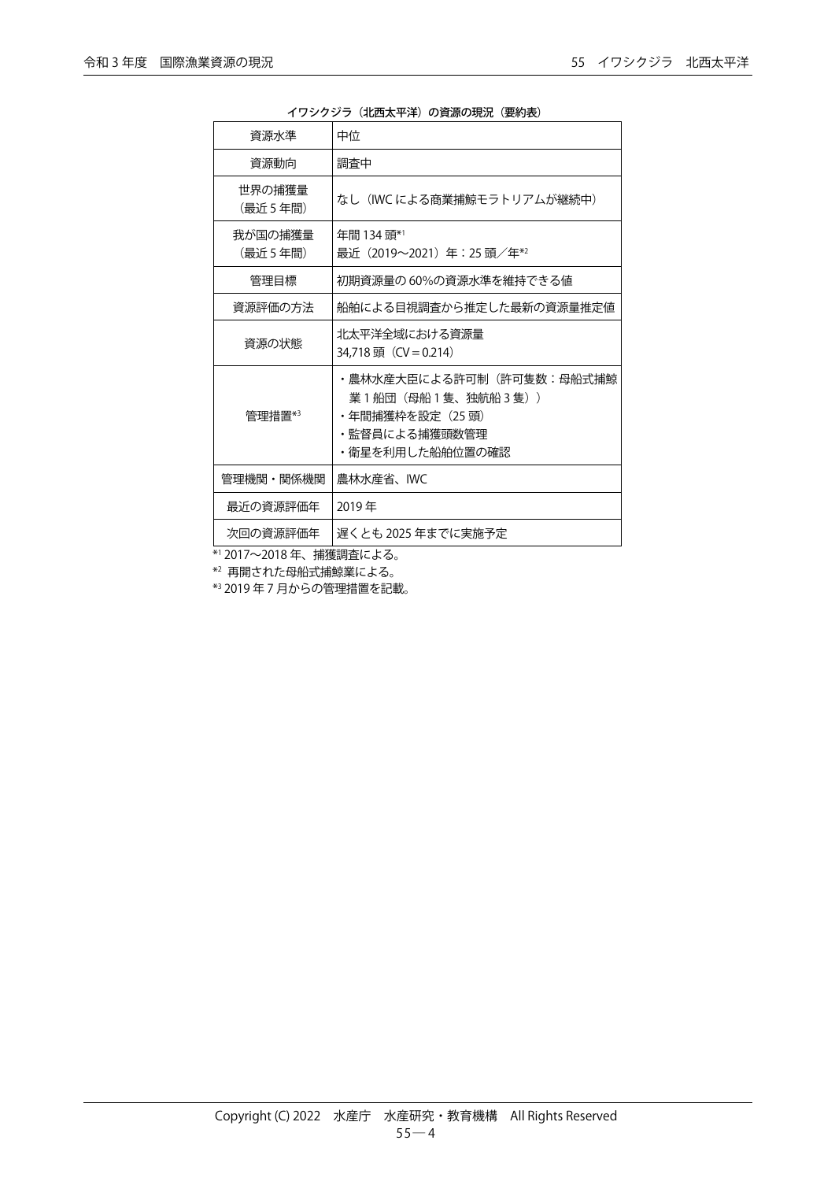**イワシクジラ（北西太平洋）の資源の現況（要約表）**

| | |
|---|---|
| 資源水準 | 中位 |
| 資源動向 | 調査中 |
| 世界の捕獲量（最近 5 年間） | なし（IWC による商業捕鯨モラトリアムが継続中） |
| 我が国の捕獲量（最近 5 年間） | 年間 134 頭*1<br>最近（2019～2021）年：25 頭／年*2 |
| 管理目標 | 初期資源量の 60%の資源水準を維持できる値 |
| 資源評価の方法 | 船舶による目視調査から推定した最新の資源量推定値 |
| 資源の状態 | 北太平洋全域における資源量<br>34,718 頭（CV＝0.214） |
| 管理措置*3 | ・農林水産大臣による許可制（許可隻数：母船式捕鯨業 1 船団（母船 1 隻、独航船 3 隻））<br>・年間捕獲枠を設定（25 頭）<br>・監督員による捕獲頭数管理<br>・衛星を利用した船舶位置の確認 |
| 管理機関・関係機関 | 農林水産省、IWC |
| 最近の資源評価年 | 2019 年 |
| 次回の資源評価年 | 遅くとも 2025 年までに実施予定 |

*1 2017～2018 年、捕獲調査による。

*2 再開された母船式捕鯨業による。

*3 2019 年 7 月からの管理措置を記載。